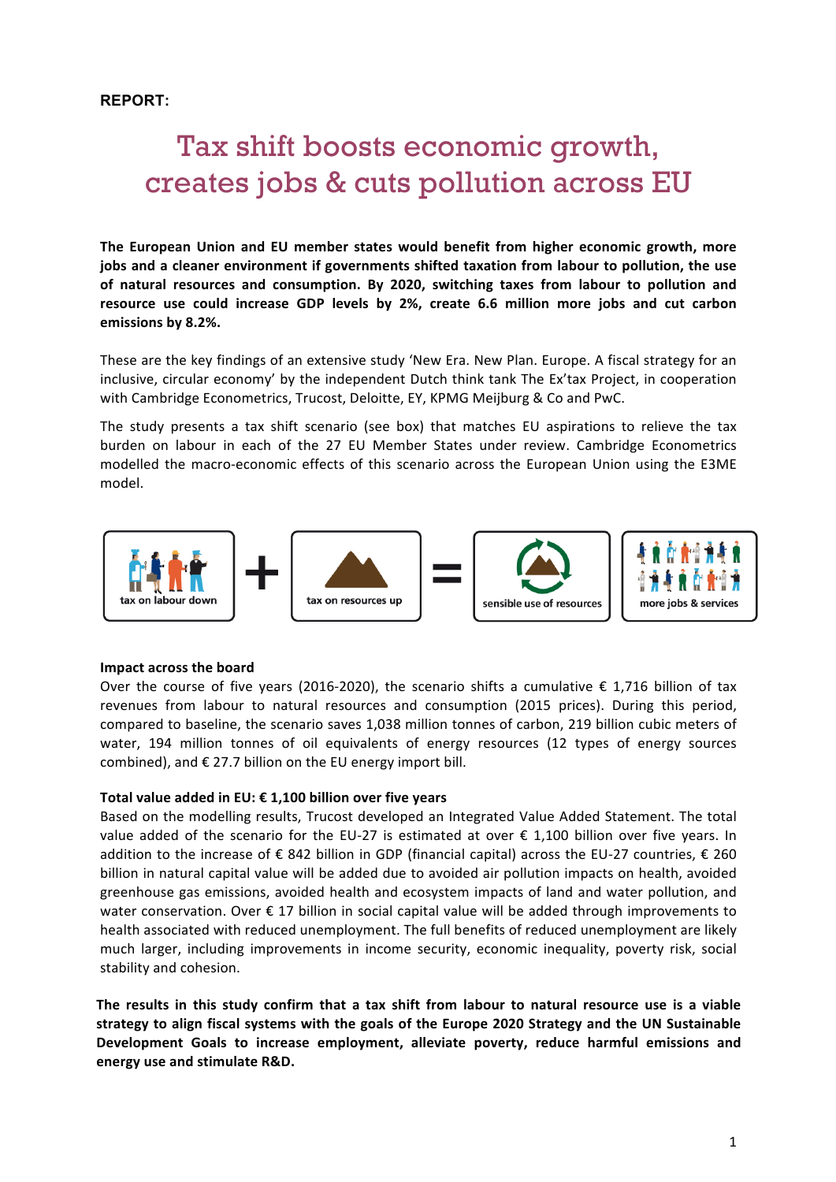**REPORT:**

# Tax shift boosts economic growth, creates jobs & cuts pollution across EU

**The European Union and EU member states would benefit from higher economic growth, more jobs and a cleaner environment if governments shifted taxation from labour to pollution, the use of natural resources and consumption. By 2020, switching taxes from labour to pollution and resource use could increase GDP levels by 2%, create 6.6 million more jobs and cut carbon emissions by 8.2%.**

These are the key findings of an extensive study 'New Era. New Plan. Europe. A fiscal strategy for an inclusive, circular economy' by the independent Dutch think tank The Ex'tax Project, in cooperation with Cambridge Econometrics, Trucost, Deloitte, EY, KPMG Meijburg & Co and PwC.

The study presents a tax shift scenario (see box) that matches EU aspirations to relieve the tax burden on labour in each of the 27 EU Member States under review. Cambridge Econometrics modelled the macro-economic effects of this scenario across the European Union using the E3ME model.

tax on labour down + tax on resources up = sensible use of resources | more jobs & services

**Impact across the board**

Over the course of five years (2016-2020), the scenario shifts a cumulative € 1,716 billion of tax revenues from labour to natural resources and consumption (2015 prices). During this period, compared to baseline, the scenario saves 1,038 million tonnes of carbon, 219 billion cubic meters of water, 194 million tonnes of oil equivalents of energy resources (12 types of energy sources combined), and € 27.7 billion on the EU energy import bill.

**Total value added in EU: € 1,100 billion over five years**

Based on the modelling results, Trucost developed an Integrated Value Added Statement. The total value added of the scenario for the EU-27 is estimated at over € 1,100 billion over five years. In addition to the increase of € 842 billion in GDP (financial capital) across the EU-27 countries, € 260 billion in natural capital value will be added due to avoided air pollution impacts on health, avoided greenhouse gas emissions, avoided health and ecosystem impacts of land and water pollution, and water conservation. Over € 17 billion in social capital value will be added through improvements to health associated with reduced unemployment. The full benefits of reduced unemployment are likely much larger, including improvements in income security, economic inequality, poverty risk, social stability and cohesion.

**The results in this study confirm that a tax shift from labour to natural resource use is a viable strategy to align fiscal systems with the goals of the Europe 2020 Strategy and the UN Sustainable Development Goals to increase employment, alleviate poverty, reduce harmful emissions and energy use and stimulate R&D.**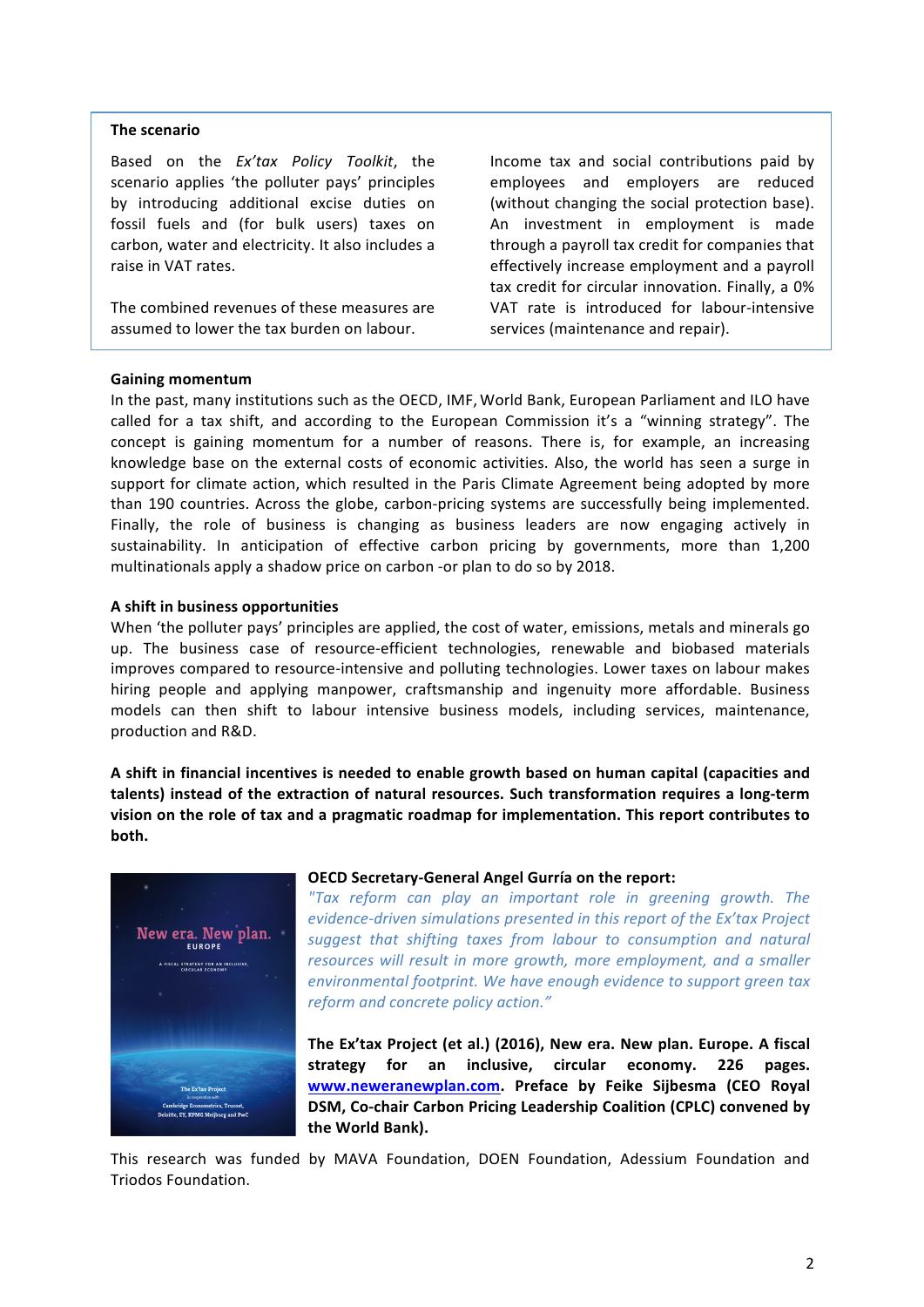## The scenario

Based on the *Ex'tax Policy Toolkit*, the scenario applies 'the polluter pays' principles by introducing additional excise duties on fossil fuels and (for bulk users) taxes on carbon, water and electricity. It also includes a raise in VAT rates.

The combined revenues of these measures are assumed to lower the tax burden on labour.

Income tax and social contributions paid by employees and employers are reduced (without changing the social protection base). An investment in employment is made through a payroll tax credit for companies that effectively increase employment and a payroll tax credit for circular innovation. Finally, a 0% VAT rate is introduced for labour-intensive services (maintenance and repair).

## Gaining momentum

In the past, many institutions such as the OECD, IMF, World Bank, European Parliament and ILO have called for a tax shift, and according to the European Commission it's a "winning strategy". The concept is gaining momentum for a number of reasons. There is, for example, an increasing knowledge base on the external costs of economic activities. Also, the world has seen a surge in support for climate action, which resulted in the Paris Climate Agreement being adopted by more than 190 countries. Across the globe, carbon-pricing systems are successfully being implemented. Finally, the role of business is changing as business leaders are now engaging actively in sustainability. In anticipation of effective carbon pricing by governments, more than 1,200 multinationals apply a shadow price on carbon -or plan to do so by 2018.

## A shift in business opportunities

When 'the polluter pays' principles are applied, the cost of water, emissions, metals and minerals go up. The business case of resource-efficient technologies, renewable and biobased materials improves compared to resource-intensive and polluting technologies. Lower taxes on labour makes hiring people and applying manpower, craftsmanship and ingenuity more affordable. Business models can then shift to labour intensive business models, including services, maintenance, production and R&D.

**A shift in financial incentives is needed to enable growth based on human capital (capacities and talents) instead of the extraction of natural resources. Such transformation requires a long-term vision on the role of tax and a pragmatic roadmap for implementation. This report contributes to both.**

New era. New plan.
EUROPE
A FISCAL STRATEGY FOR AN INCLUSIVE, CIRCULAR ECONOMY
The Ex'tax Project
In cooperation with
Cambridge Econometrics, Trucost, Deloitte, EY, KPMG Meijburg and PwC

**OECD Secretary-General Angel Gurría on the report:**

*"Tax reform can play an important role in greening growth. The evidence-driven simulations presented in this report of the Ex'tax Project suggest that shifting taxes from labour to consumption and natural resources will result in more growth, more employment, and a smaller environmental footprint. We have enough evidence to support green tax reform and concrete policy action."*

**The Ex'tax Project (et al.) (2016), New era. New plan. Europe. A fiscal strategy for an inclusive, circular economy. 226 pages. www.neweranewplan.com. Preface by Feike Sijbesma (CEO Royal DSM, Co-chair Carbon Pricing Leadership Coalition (CPLC) convened by the World Bank).**

This research was funded by MAVA Foundation, DOEN Foundation, Adessium Foundation and Triodos Foundation.